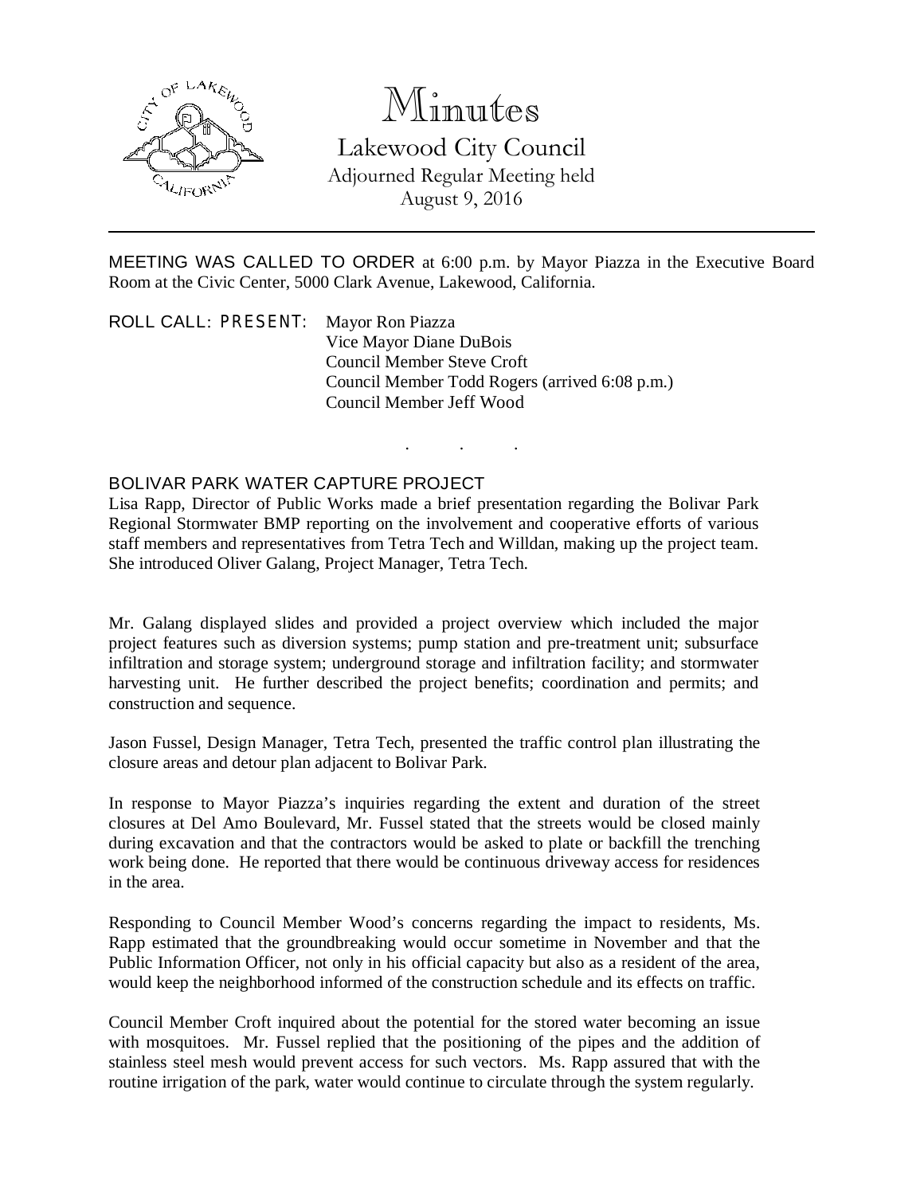# Minutes

## Lakewood City Council

Adjourned Regular Meeting held
August 9, 2016

---

MEETING WAS CALLED TO ORDER at 6:00 p.m. by Mayor Piazza in the Executive Board Room at the Civic Center, 5000 Clark Avenue, Lakewood, California.

ROLL CALL: PRESENT: Mayor Ron Piazza
Vice Mayor Diane DuBois
Council Member Steve Croft
Council Member Todd Rogers (arrived 6:08 p.m.)
Council Member Jeff Wood

. . .

### BOLIVAR PARK WATER CAPTURE PROJECT

Lisa Rapp, Director of Public Works made a brief presentation regarding the Bolivar Park Regional Stormwater BMP reporting on the involvement and cooperative efforts of various staff members and representatives from Tetra Tech and Willdan, making up the project team. She introduced Oliver Galang, Project Manager, Tetra Tech.

Mr. Galang displayed slides and provided a project overview which included the major project features such as diversion systems; pump station and pre-treatment unit; subsurface infiltration and storage system; underground storage and infiltration facility; and stormwater harvesting unit. He further described the project benefits; coordination and permits; and construction and sequence.

Jason Fussel, Design Manager, Tetra Tech, presented the traffic control plan illustrating the closure areas and detour plan adjacent to Bolivar Park.

In response to Mayor Piazza's inquiries regarding the extent and duration of the street closures at Del Amo Boulevard, Mr. Fussel stated that the streets would be closed mainly during excavation and that the contractors would be asked to plate or backfill the trenching work being done. He reported that there would be continuous driveway access for residences in the area.

Responding to Council Member Wood's concerns regarding the impact to residents, Ms. Rapp estimated that the groundbreaking would occur sometime in November and that the Public Information Officer, not only in his official capacity but also as a resident of the area, would keep the neighborhood informed of the construction schedule and its effects on traffic.

Council Member Croft inquired about the potential for the stored water becoming an issue with mosquitoes. Mr. Fussel replied that the positioning of the pipes and the addition of stainless steel mesh would prevent access for such vectors. Ms. Rapp assured that with the routine irrigation of the park, water would continue to circulate through the system regularly.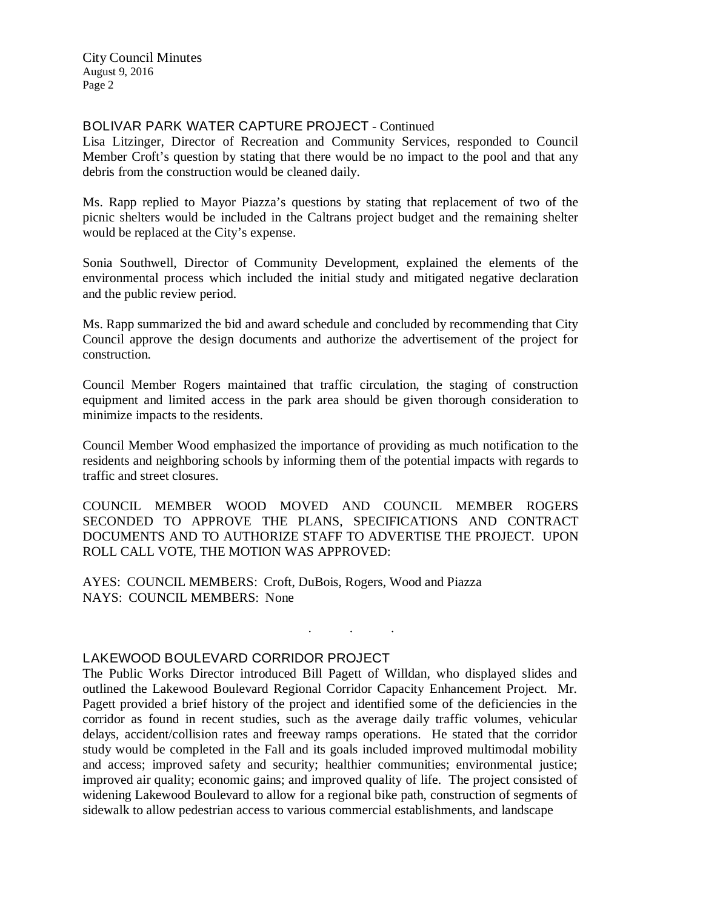## BOLIVAR PARK WATER CAPTURE PROJECT - Continued

Lisa Litzinger, Director of Recreation and Community Services, responded to Council Member Croft's question by stating that there would be no impact to the pool and that any debris from the construction would be cleaned daily.

Ms. Rapp replied to Mayor Piazza's questions by stating that replacement of two of the picnic shelters would be included in the Caltrans project budget and the remaining shelter would be replaced at the City's expense.

Sonia Southwell, Director of Community Development, explained the elements of the environmental process which included the initial study and mitigated negative declaration and the public review period.

Ms. Rapp summarized the bid and award schedule and concluded by recommending that City Council approve the design documents and authorize the advertisement of the project for construction.

Council Member Rogers maintained that traffic circulation, the staging of construction equipment and limited access in the park area should be given thorough consideration to minimize impacts to the residents.

Council Member Wood emphasized the importance of providing as much notification to the residents and neighboring schools by informing them of the potential impacts with regards to traffic and street closures.

COUNCIL MEMBER WOOD MOVED AND COUNCIL MEMBER ROGERS SECONDED TO APPROVE THE PLANS, SPECIFICATIONS AND CONTRACT DOCUMENTS AND TO AUTHORIZE STAFF TO ADVERTISE THE PROJECT. UPON ROLL CALL VOTE, THE MOTION WAS APPROVED:

AYES: COUNCIL MEMBERS: Croft, DuBois, Rogers, Wood and Piazza
NAYS: COUNCIL MEMBERS: None

. . .

## LAKEWOOD BOULEVARD CORRIDOR PROJECT

The Public Works Director introduced Bill Pagett of Willdan, who displayed slides and outlined the Lakewood Boulevard Regional Corridor Capacity Enhancement Project. Mr. Pagett provided a brief history of the project and identified some of the deficiencies in the corridor as found in recent studies, such as the average daily traffic volumes, vehicular delays, accident/collision rates and freeway ramps operations. He stated that the corridor study would be completed in the Fall and its goals included improved multimodal mobility and access; improved safety and security; healthier communities; environmental justice; improved air quality; economic gains; and improved quality of life. The project consisted of widening Lakewood Boulevard to allow for a regional bike path, construction of segments of sidewalk to allow pedestrian access to various commercial establishments, and landscape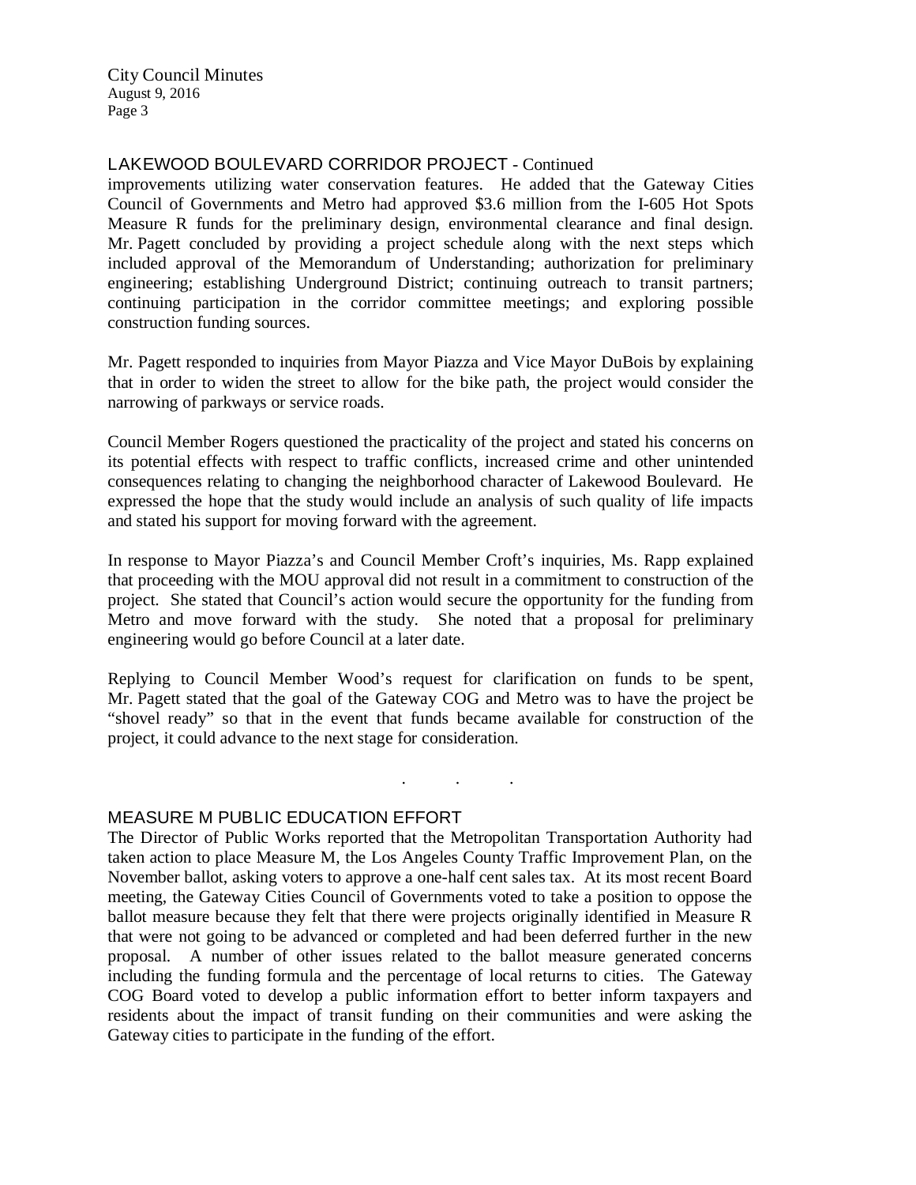## LAKEWOOD BOULEVARD CORRIDOR PROJECT - Continued

improvements utilizing water conservation features. He added that the Gateway Cities Council of Governments and Metro had approved $3.6 million from the I-605 Hot Spots Measure R funds for the preliminary design, environmental clearance and final design. Mr. Pagett concluded by providing a project schedule along with the next steps which included approval of the Memorandum of Understanding; authorization for preliminary engineering; establishing Underground District; continuing outreach to transit partners; continuing participation in the corridor committee meetings; and exploring possible construction funding sources.

Mr. Pagett responded to inquiries from Mayor Piazza and Vice Mayor DuBois by explaining that in order to widen the street to allow for the bike path, the project would consider the narrowing of parkways or service roads.

Council Member Rogers questioned the practicality of the project and stated his concerns on its potential effects with respect to traffic conflicts, increased crime and other unintended consequences relating to changing the neighborhood character of Lakewood Boulevard. He expressed the hope that the study would include an analysis of such quality of life impacts and stated his support for moving forward with the agreement.

In response to Mayor Piazza's and Council Member Croft's inquiries, Ms. Rapp explained that proceeding with the MOU approval did not result in a commitment to construction of the project. She stated that Council's action would secure the opportunity for the funding from Metro and move forward with the study. She noted that a proposal for preliminary engineering would go before Council at a later date.

Replying to Council Member Wood's request for clarification on funds to be spent, Mr. Pagett stated that the goal of the Gateway COG and Metro was to have the project be "shovel ready" so that in the event that funds became available for construction of the project, it could advance to the next stage for consideration.

. . .

## MEASURE M PUBLIC EDUCATION EFFORT

The Director of Public Works reported that the Metropolitan Transportation Authority had taken action to place Measure M, the Los Angeles County Traffic Improvement Plan, on the November ballot, asking voters to approve a one-half cent sales tax. At its most recent Board meeting, the Gateway Cities Council of Governments voted to take a position to oppose the ballot measure because they felt that there were projects originally identified in Measure R that were not going to be advanced or completed and had been deferred further in the new proposal. A number of other issues related to the ballot measure generated concerns including the funding formula and the percentage of local returns to cities. The Gateway COG Board voted to develop a public information effort to better inform taxpayers and residents about the impact of transit funding on their communities and were asking the Gateway cities to participate in the funding of the effort.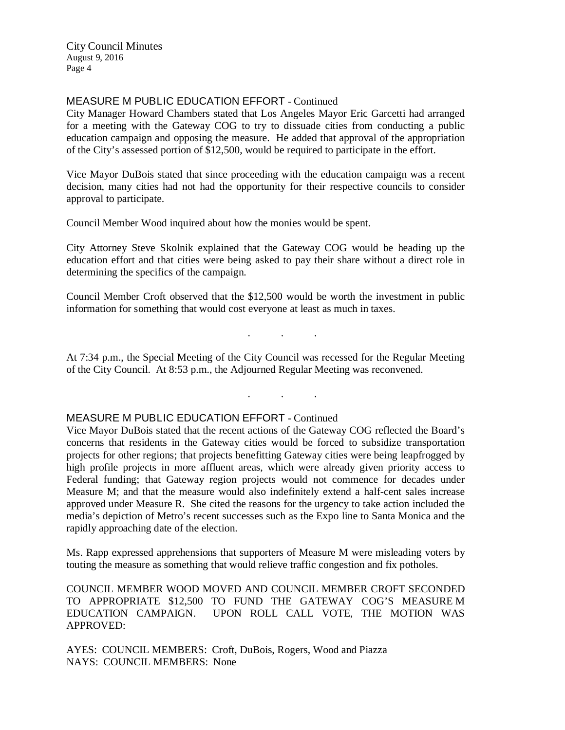## MEASURE M PUBLIC EDUCATION EFFORT - Continued

City Manager Howard Chambers stated that Los Angeles Mayor Eric Garcetti had arranged for a meeting with the Gateway COG to try to dissuade cities from conducting a public education campaign and opposing the measure. He added that approval of the appropriation of the City's assessed portion of $12,500, would be required to participate in the effort.

Vice Mayor DuBois stated that since proceeding with the education campaign was a recent decision, many cities had not had the opportunity for their respective councils to consider approval to participate.

Council Member Wood inquired about how the monies would be spent.

City Attorney Steve Skolnik explained that the Gateway COG would be heading up the education effort and that cities were being asked to pay their share without a direct role in determining the specifics of the campaign.

Council Member Croft observed that the $12,500 would be worth the investment in public information for something that would cost everyone at least as much in taxes.

. . .

At 7:34 p.m., the Special Meeting of the City Council was recessed for the Regular Meeting of the City Council. At 8:53 p.m., the Adjourned Regular Meeting was reconvened.

. . .

## MEASURE M PUBLIC EDUCATION EFFORT - Continued

Vice Mayor DuBois stated that the recent actions of the Gateway COG reflected the Board's concerns that residents in the Gateway cities would be forced to subsidize transportation projects for other regions; that projects benefitting Gateway cities were being leapfrogged by high profile projects in more affluent areas, which were already given priority access to Federal funding; that Gateway region projects would not commence for decades under Measure M; and that the measure would also indefinitely extend a half-cent sales increase approved under Measure R. She cited the reasons for the urgency to take action included the media's depiction of Metro's recent successes such as the Expo line to Santa Monica and the rapidly approaching date of the election.

Ms. Rapp expressed apprehensions that supporters of Measure M were misleading voters by touting the measure as something that would relieve traffic congestion and fix potholes.

COUNCIL MEMBER WOOD MOVED AND COUNCIL MEMBER CROFT SECONDED TO APPROPRIATE $12,500 TO FUND THE GATEWAY COG'S MEASURE M EDUCATION CAMPAIGN. UPON ROLL CALL VOTE, THE MOTION WAS APPROVED:

AYES: COUNCIL MEMBERS: Croft, DuBois, Rogers, Wood and Piazza
NAYS: COUNCIL MEMBERS: None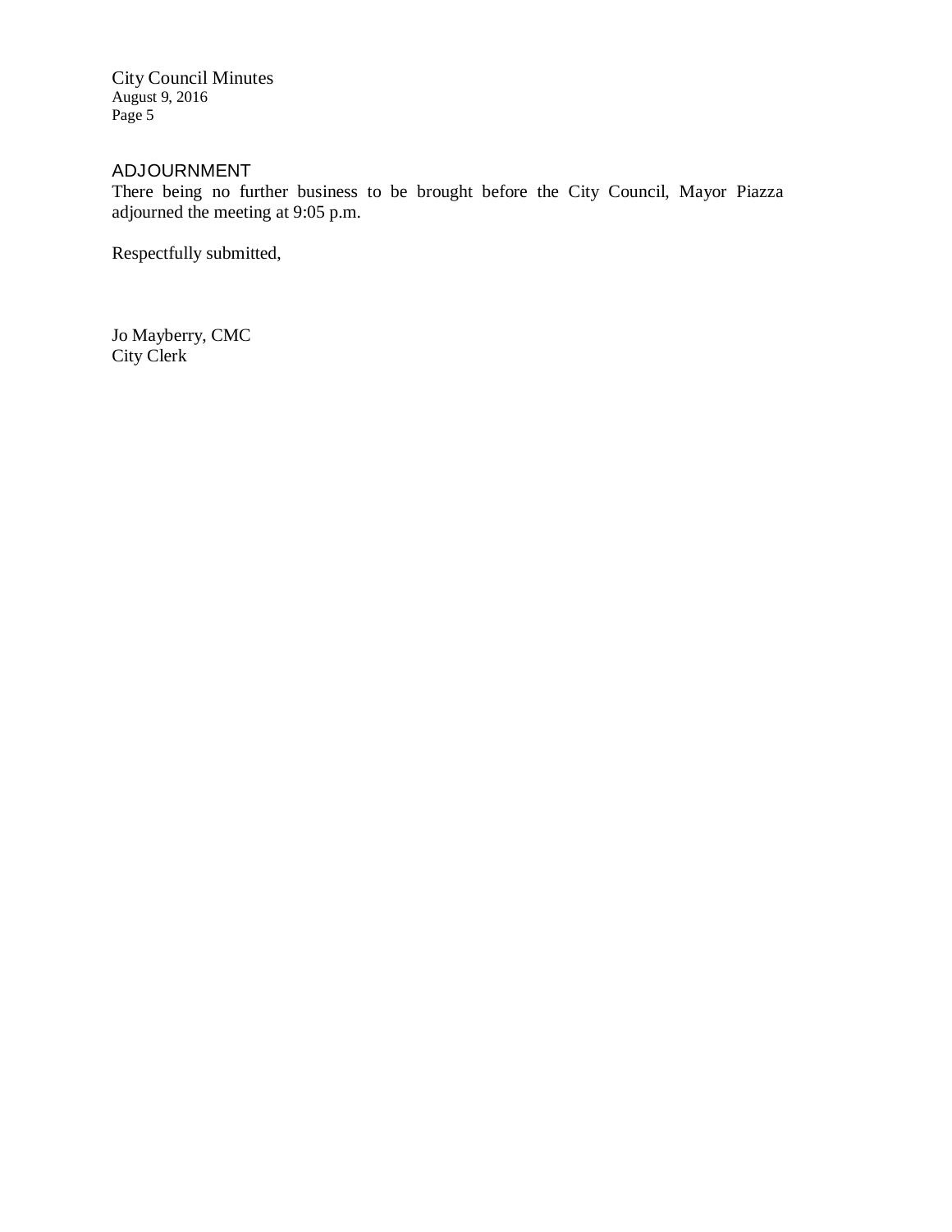## ADJOURNMENT

There being no further business to be brought before the City Council, Mayor Piazza adjourned the meeting at 9:05 p.m.

Respectfully submitted,

Jo Mayberry, CMC
City Clerk